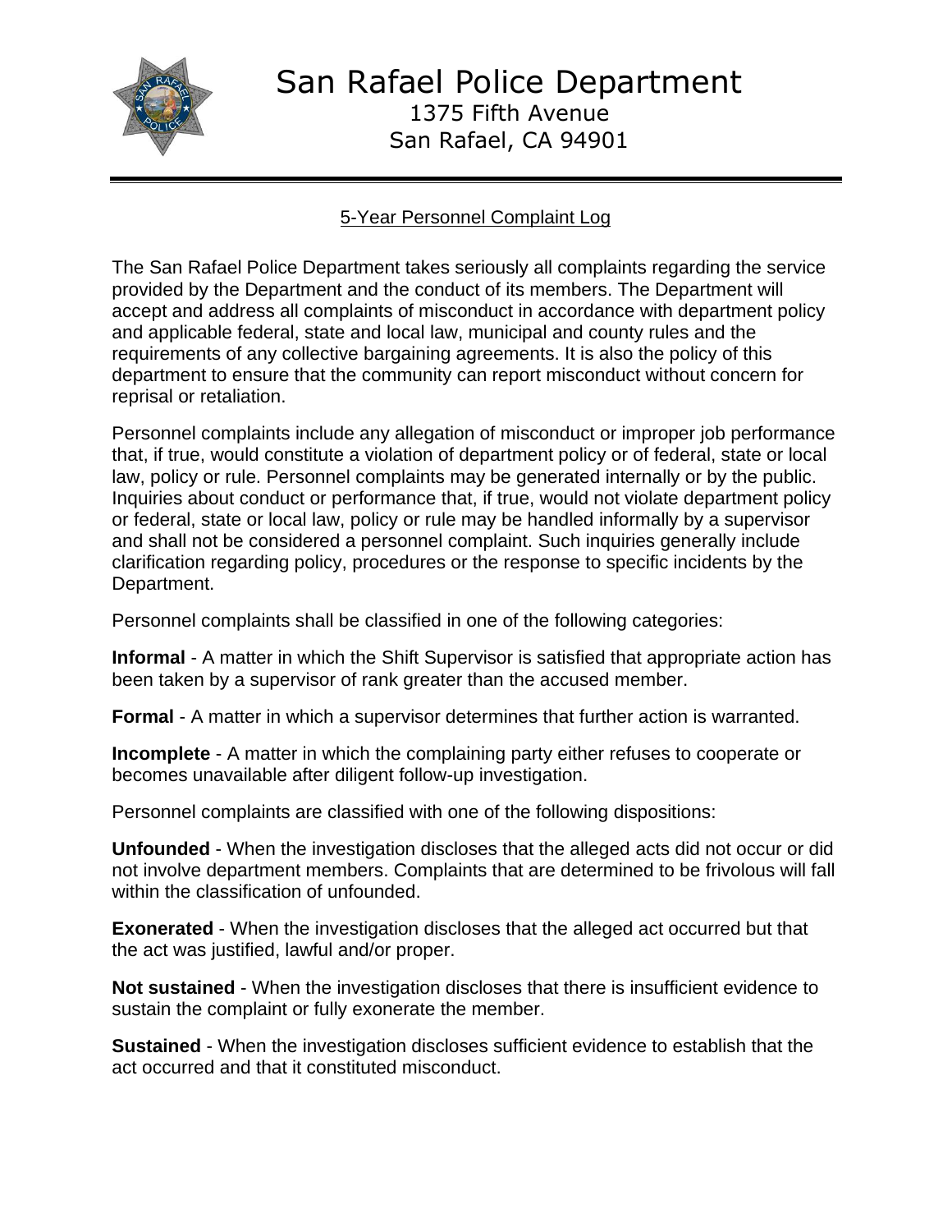# San Rafael Police Department

1375 Fifth Avenue
San Rafael, CA 94901

---

## 5-Year Personnel Complaint Log

The San Rafael Police Department takes seriously all complaints regarding the service provided by the Department and the conduct of its members. The Department will accept and address all complaints of misconduct in accordance with department policy and applicable federal, state and local law, municipal and county rules and the requirements of any collective bargaining agreements. It is also the policy of this department to ensure that the community can report misconduct without concern for reprisal or retaliation.

Personnel complaints include any allegation of misconduct or improper job performance that, if true, would constitute a violation of department policy or of federal, state or local law, policy or rule. Personnel complaints may be generated internally or by the public. Inquiries about conduct or performance that, if true, would not violate department policy or federal, state or local law, policy or rule may be handled informally by a supervisor and shall not be considered a personnel complaint. Such inquiries generally include clarification regarding policy, procedures or the response to specific incidents by the Department.

Personnel complaints shall be classified in one of the following categories:

**Informal** - A matter in which the Shift Supervisor is satisfied that appropriate action has been taken by a supervisor of rank greater than the accused member.

**Formal** - A matter in which a supervisor determines that further action is warranted.

**Incomplete** - A matter in which the complaining party either refuses to cooperate or becomes unavailable after diligent follow-up investigation.

Personnel complaints are classified with one of the following dispositions:

**Unfounded** - When the investigation discloses that the alleged acts did not occur or did not involve department members. Complaints that are determined to be frivolous will fall within the classification of unfounded.

**Exonerated** - When the investigation discloses that the alleged act occurred but that the act was justified, lawful and/or proper.

**Not sustained** - When the investigation discloses that there is insufficient evidence to sustain the complaint or fully exonerate the member.

**Sustained** - When the investigation discloses sufficient evidence to establish that the act occurred and that it constituted misconduct.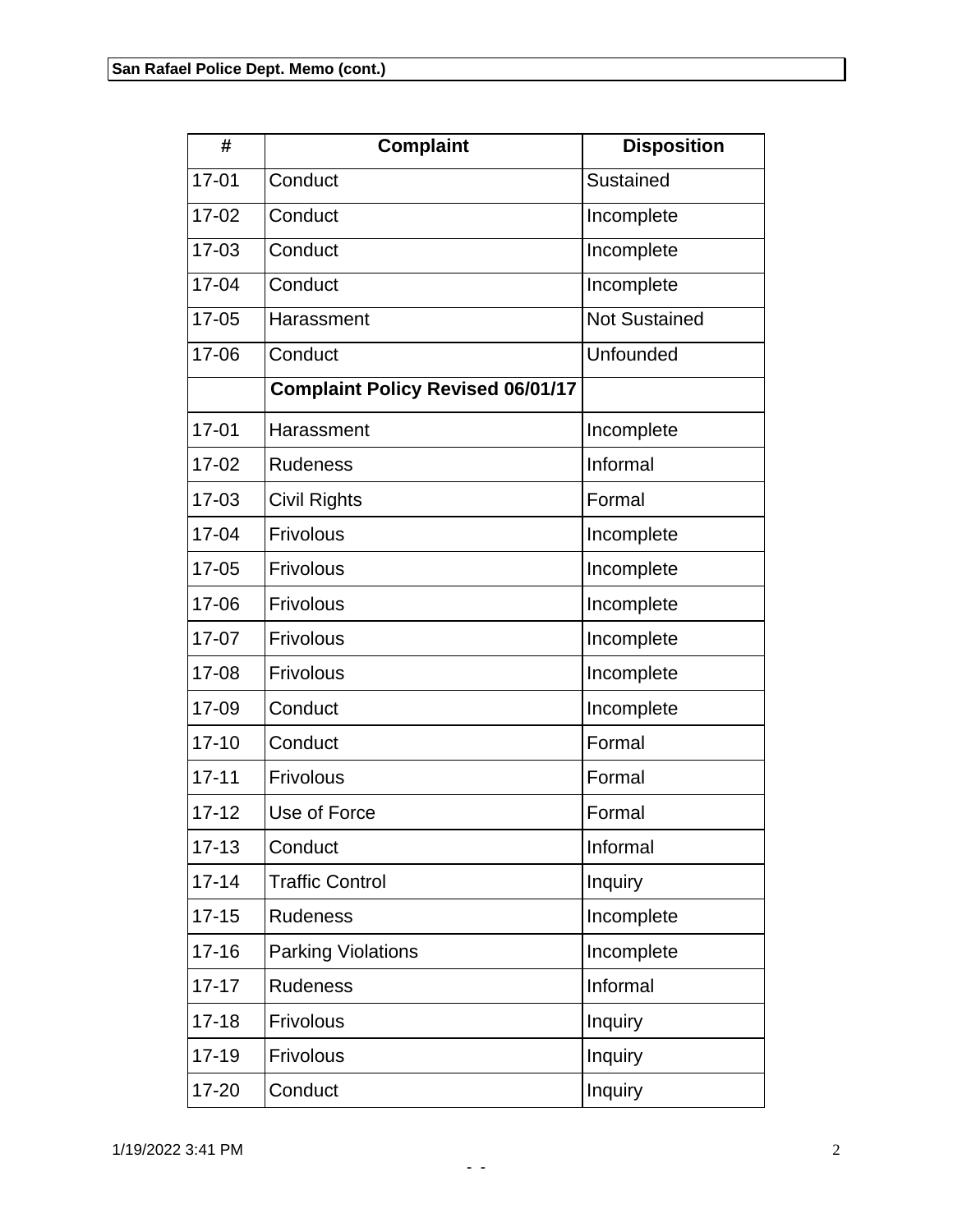| # | Complaint | Disposition |
|---|---|---|
| 17-01 | Conduct | Sustained |
| 17-02 | Conduct | Incomplete |
| 17-03 | Conduct | Incomplete |
| 17-04 | Conduct | Incomplete |
| 17-05 | Harassment | Not Sustained |
| 17-06 | Conduct | Unfounded |
| | **Complaint Policy Revised 06/01/17** | |
| 17-01 | Harassment | Incomplete |
| 17-02 | Rudeness | Informal |
| 17-03 | Civil Rights | Formal |
| 17-04 | Frivolous | Incomplete |
| 17-05 | Frivolous | Incomplete |
| 17-06 | Frivolous | Incomplete |
| 17-07 | Frivolous | Incomplete |
| 17-08 | Frivolous | Incomplete |
| 17-09 | Conduct | Incomplete |
| 17-10 | Conduct | Formal |
| 17-11 | Frivolous | Formal |
| 17-12 | Use of Force | Formal |
| 17-13 | Conduct | Informal |
| 17-14 | Traffic Control | Inquiry |
| 17-15 | Rudeness | Incomplete |
| 17-16 | Parking Violations | Incomplete |
| 17-17 | Rudeness | Informal |
| 17-18 | Frivolous | Inquiry |
| 17-19 | Frivolous | Inquiry |
| 17-20 | Conduct | Inquiry |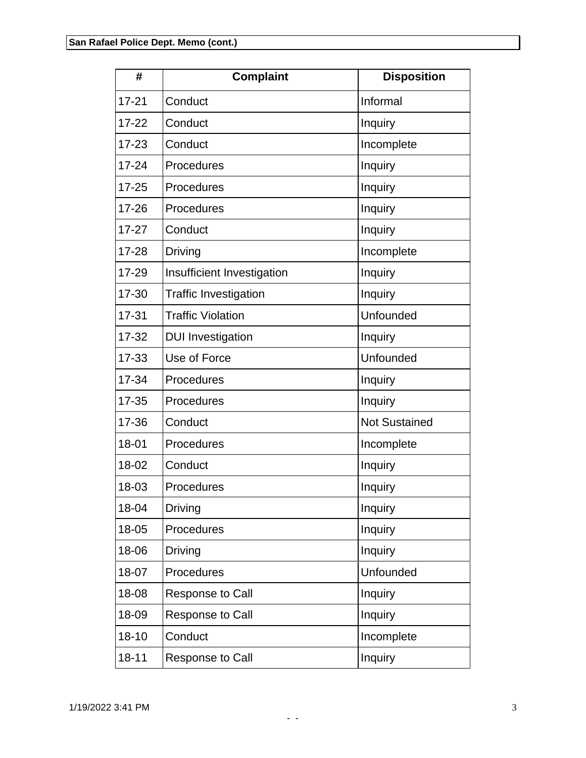| # | Complaint | Disposition |
|---|---|---|
| 17-21 | Conduct | Informal |
| 17-22 | Conduct | Inquiry |
| 17-23 | Conduct | Incomplete |
| 17-24 | Procedures | Inquiry |
| 17-25 | Procedures | Inquiry |
| 17-26 | Procedures | Inquiry |
| 17-27 | Conduct | Inquiry |
| 17-28 | Driving | Incomplete |
| 17-29 | Insufficient Investigation | Inquiry |
| 17-30 | Traffic Investigation | Inquiry |
| 17-31 | Traffic Violation | Unfounded |
| 17-32 | DUI Investigation | Inquiry |
| 17-33 | Use of Force | Unfounded |
| 17-34 | Procedures | Inquiry |
| 17-35 | Procedures | Inquiry |
| 17-36 | Conduct | Not Sustained |
| 18-01 | Procedures | Incomplete |
| 18-02 | Conduct | Inquiry |
| 18-03 | Procedures | Inquiry |
| 18-04 | Driving | Inquiry |
| 18-05 | Procedures | Inquiry |
| 18-06 | Driving | Inquiry |
| 18-07 | Procedures | Unfounded |
| 18-08 | Response to Call | Inquiry |
| 18-09 | Response to Call | Inquiry |
| 18-10 | Conduct | Incomplete |
| 18-11 | Response to Call | Inquiry |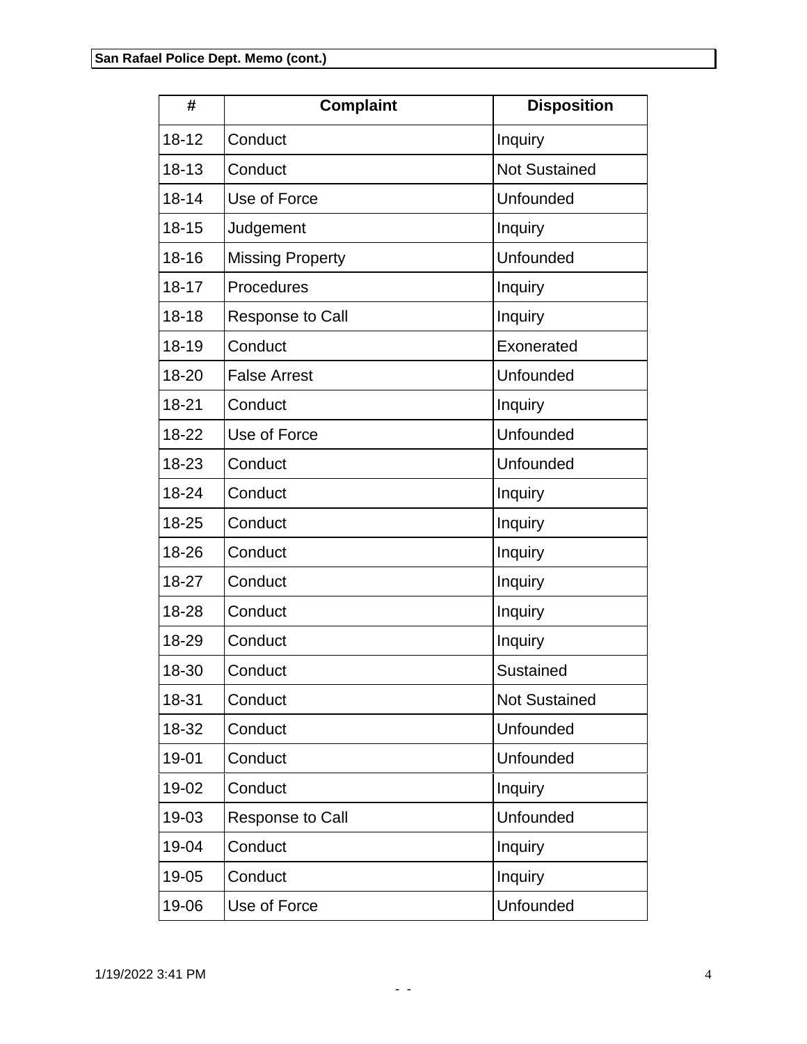| # | Complaint | Disposition |
|---|---|---|
| 18-12 | Conduct | Inquiry |
| 18-13 | Conduct | Not Sustained |
| 18-14 | Use of Force | Unfounded |
| 18-15 | Judgement | Inquiry |
| 18-16 | Missing Property | Unfounded |
| 18-17 | Procedures | Inquiry |
| 18-18 | Response to Call | Inquiry |
| 18-19 | Conduct | Exonerated |
| 18-20 | False Arrest | Unfounded |
| 18-21 | Conduct | Inquiry |
| 18-22 | Use of Force | Unfounded |
| 18-23 | Conduct | Unfounded |
| 18-24 | Conduct | Inquiry |
| 18-25 | Conduct | Inquiry |
| 18-26 | Conduct | Inquiry |
| 18-27 | Conduct | Inquiry |
| 18-28 | Conduct | Inquiry |
| 18-29 | Conduct | Inquiry |
| 18-30 | Conduct | Sustained |
| 18-31 | Conduct | Not Sustained |
| 18-32 | Conduct | Unfounded |
| 19-01 | Conduct | Unfounded |
| 19-02 | Conduct | Inquiry |
| 19-03 | Response to Call | Unfounded |
| 19-04 | Conduct | Inquiry |
| 19-05 | Conduct | Inquiry |
| 19-06 | Use of Force | Unfounded |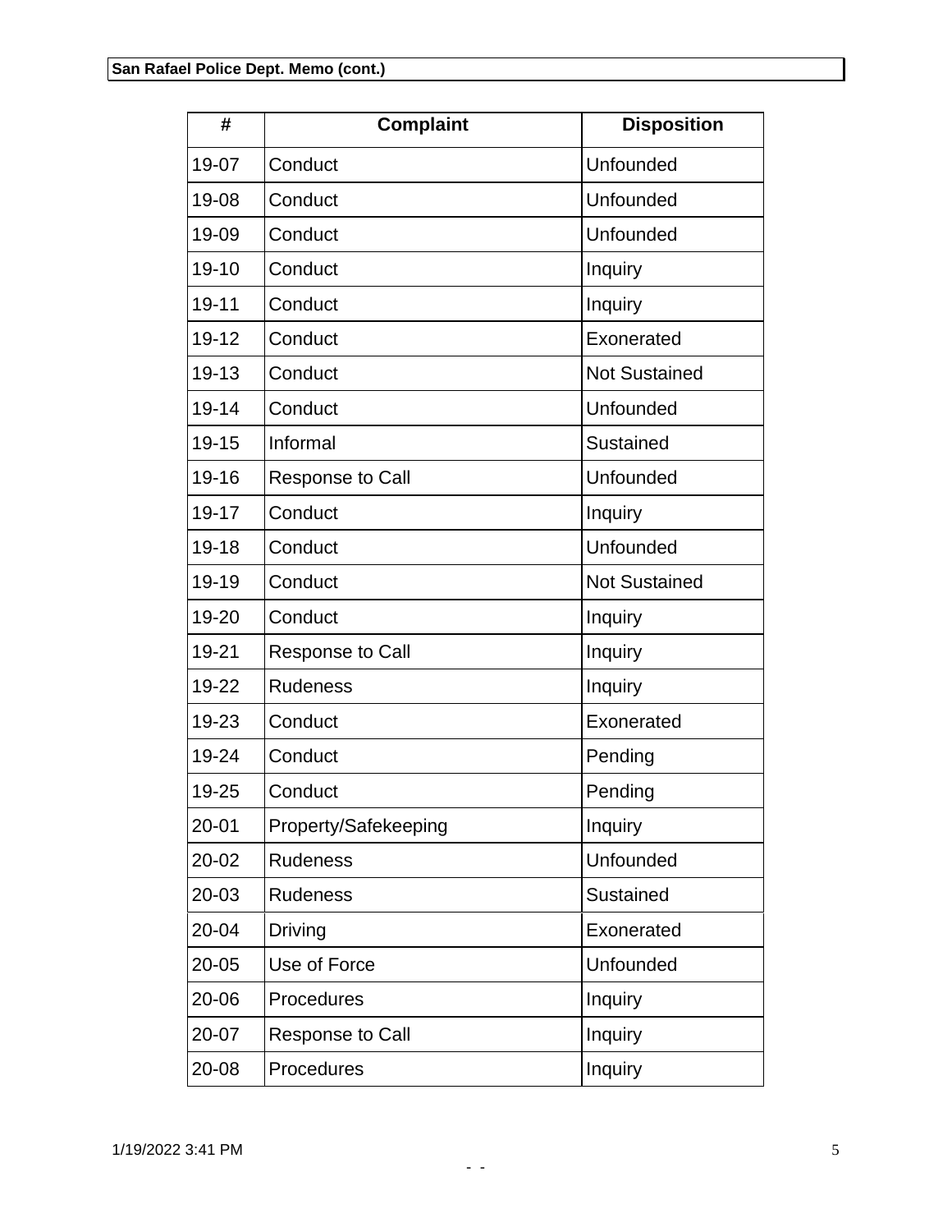| # | Complaint | Disposition |
|---|---|---|
| 19-07 | Conduct | Unfounded |
| 19-08 | Conduct | Unfounded |
| 19-09 | Conduct | Unfounded |
| 19-10 | Conduct | Inquiry |
| 19-11 | Conduct | Inquiry |
| 19-12 | Conduct | Exonerated |
| 19-13 | Conduct | Not Sustained |
| 19-14 | Conduct | Unfounded |
| 19-15 | Informal | Sustained |
| 19-16 | Response to Call | Unfounded |
| 19-17 | Conduct | Inquiry |
| 19-18 | Conduct | Unfounded |
| 19-19 | Conduct | Not Sustained |
| 19-20 | Conduct | Inquiry |
| 19-21 | Response to Call | Inquiry |
| 19-22 | Rudeness | Inquiry |
| 19-23 | Conduct | Exonerated |
| 19-24 | Conduct | Pending |
| 19-25 | Conduct | Pending |
| 20-01 | Property/Safekeeping | Inquiry |
| 20-02 | Rudeness | Unfounded |
| 20-03 | Rudeness | Sustained |
| 20-04 | Driving | Exonerated |
| 20-05 | Use of Force | Unfounded |
| 20-06 | Procedures | Inquiry |
| 20-07 | Response to Call | Inquiry |
| 20-08 | Procedures | Inquiry |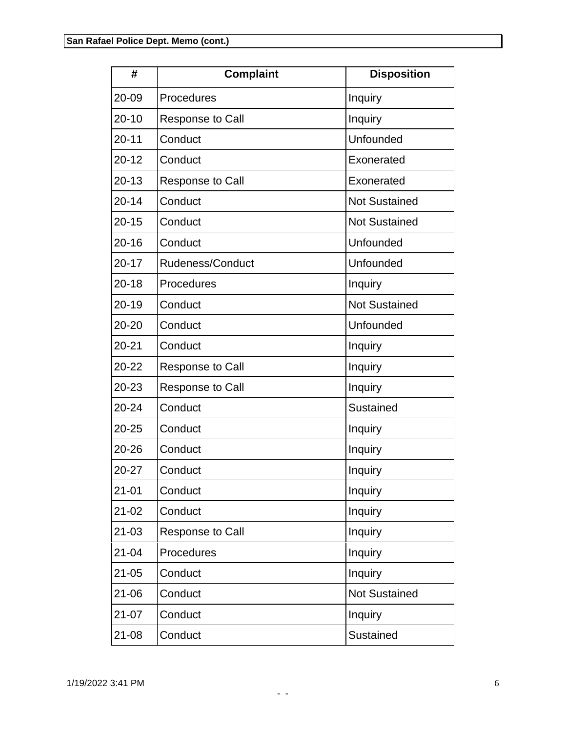**San Rafael Police Dept. Memo (cont.)**

| # | Complaint | Disposition |
|---|---|---|
| 20-09 | Procedures | Inquiry |
| 20-10 | Response to Call | Inquiry |
| 20-11 | Conduct | Unfounded |
| 20-12 | Conduct | Exonerated |
| 20-13 | Response to Call | Exonerated |
| 20-14 | Conduct | Not Sustained |
| 20-15 | Conduct | Not Sustained |
| 20-16 | Conduct | Unfounded |
| 20-17 | Rudeness/Conduct | Unfounded |
| 20-18 | Procedures | Inquiry |
| 20-19 | Conduct | Not Sustained |
| 20-20 | Conduct | Unfounded |
| 20-21 | Conduct | Inquiry |
| 20-22 | Response to Call | Inquiry |
| 20-23 | Response to Call | Inquiry |
| 20-24 | Conduct | Sustained |
| 20-25 | Conduct | Inquiry |
| 20-26 | Conduct | Inquiry |
| 20-27 | Conduct | Inquiry |
| 21-01 | Conduct | Inquiry |
| 21-02 | Conduct | Inquiry |
| 21-03 | Response to Call | Inquiry |
| 21-04 | Procedures | Inquiry |
| 21-05 | Conduct | Inquiry |
| 21-06 | Conduct | Not Sustained |
| 21-07 | Conduct | Inquiry |
| 21-08 | Conduct | Sustained |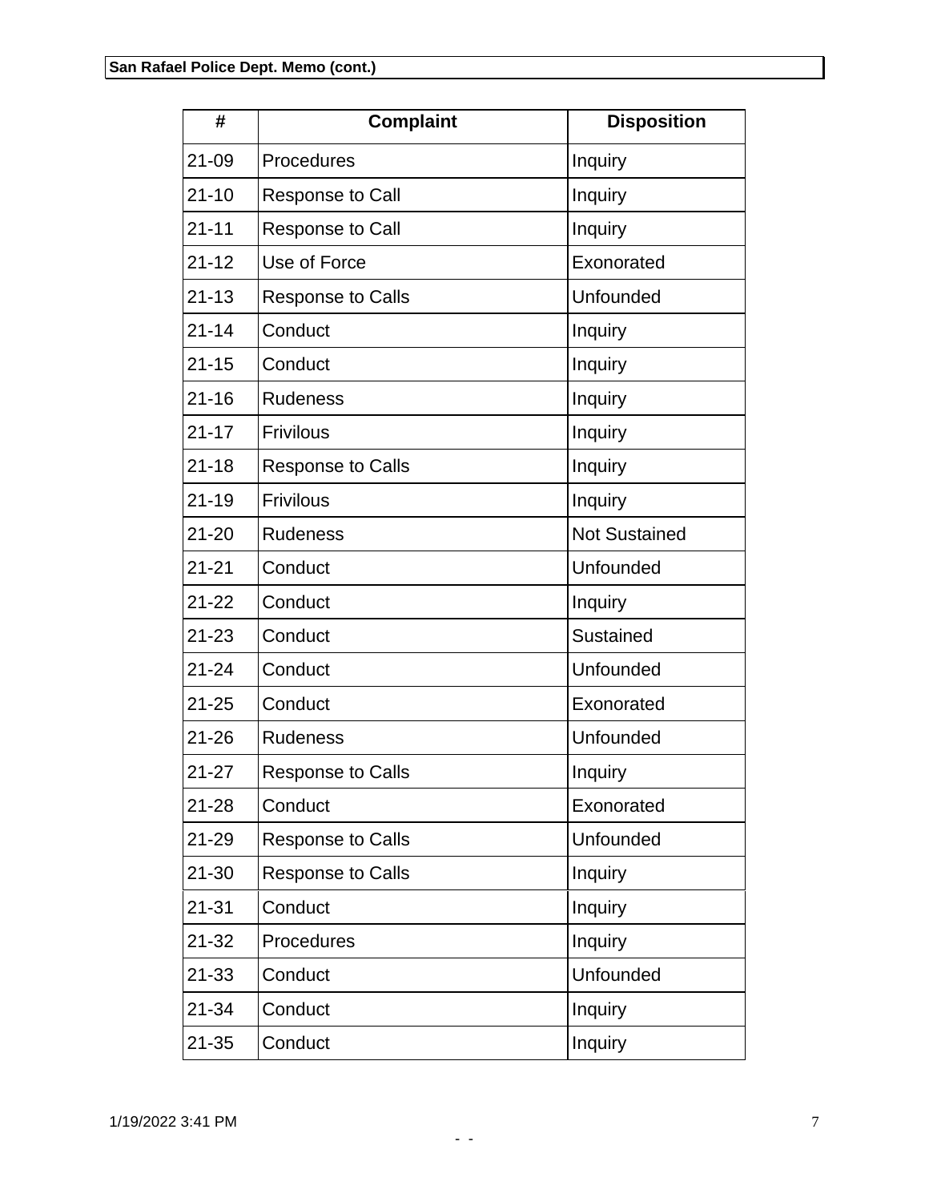| # | Complaint | Disposition |
|---|---|---|
| 21-09 | Procedures | Inquiry |
| 21-10 | Response to Call | Inquiry |
| 21-11 | Response to Call | Inquiry |
| 21-12 | Use of Force | Exonorated |
| 21-13 | Response to Calls | Unfounded |
| 21-14 | Conduct | Inquiry |
| 21-15 | Conduct | Inquiry |
| 21-16 | Rudeness | Inquiry |
| 21-17 | Frivilous | Inquiry |
| 21-18 | Response to Calls | Inquiry |
| 21-19 | Frivilous | Inquiry |
| 21-20 | Rudeness | Not Sustained |
| 21-21 | Conduct | Unfounded |
| 21-22 | Conduct | Inquiry |
| 21-23 | Conduct | Sustained |
| 21-24 | Conduct | Unfounded |
| 21-25 | Conduct | Exonorated |
| 21-26 | Rudeness | Unfounded |
| 21-27 | Response to Calls | Inquiry |
| 21-28 | Conduct | Exonorated |
| 21-29 | Response to Calls | Unfounded |
| 21-30 | Response to Calls | Inquiry |
| 21-31 | Conduct | Inquiry |
| 21-32 | Procedures | Inquiry |
| 21-33 | Conduct | Unfounded |
| 21-34 | Conduct | Inquiry |
| 21-35 | Conduct | Inquiry |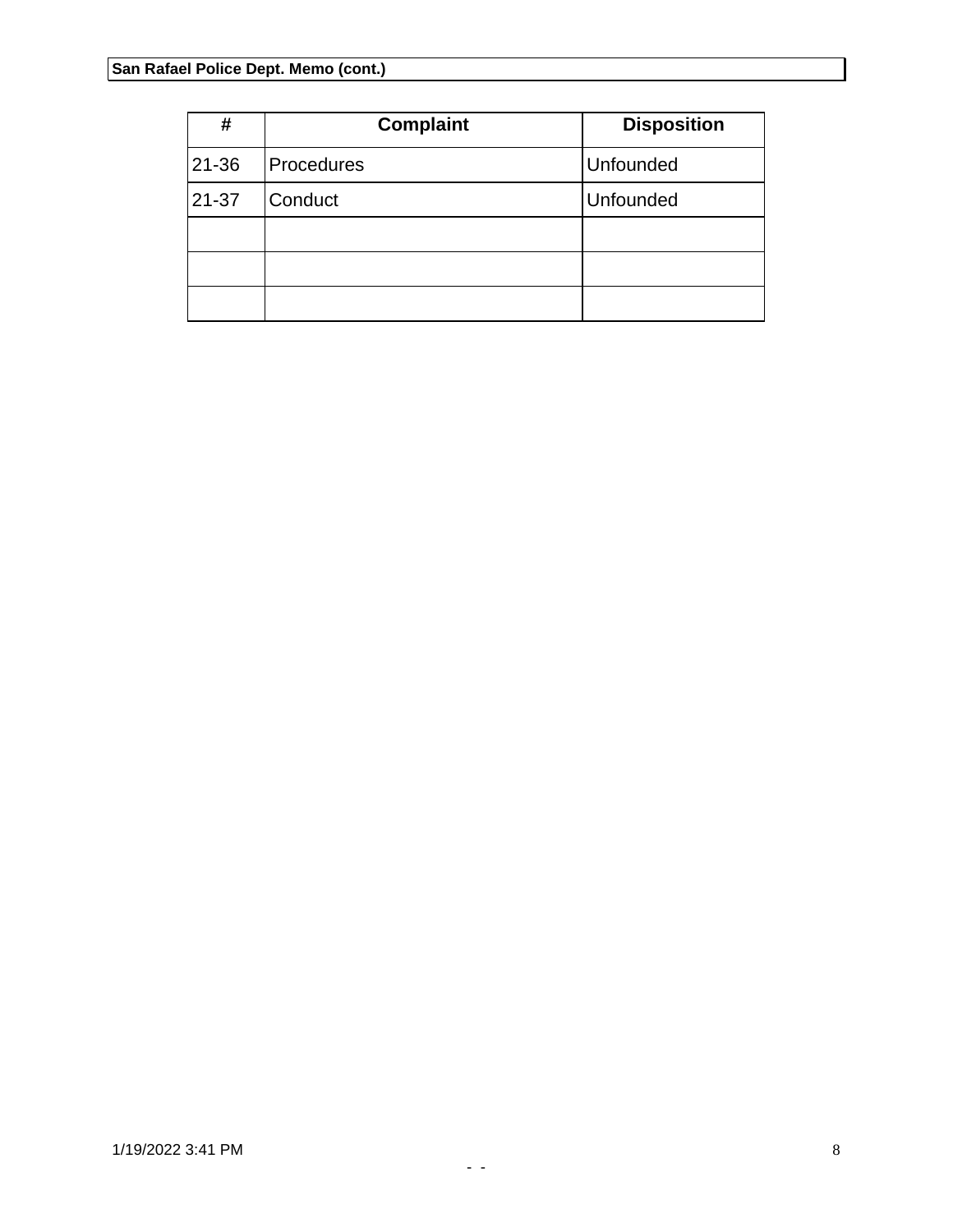**San Rafael Police Dept. Memo (cont.)**

| # | Complaint | Disposition |
|---|---|---|
| 21-36 | Procedures | Unfounded |
| 21-37 | Conduct | Unfounded |
| | | |
| | | |
| | | |

1/19/2022 3:41 PM